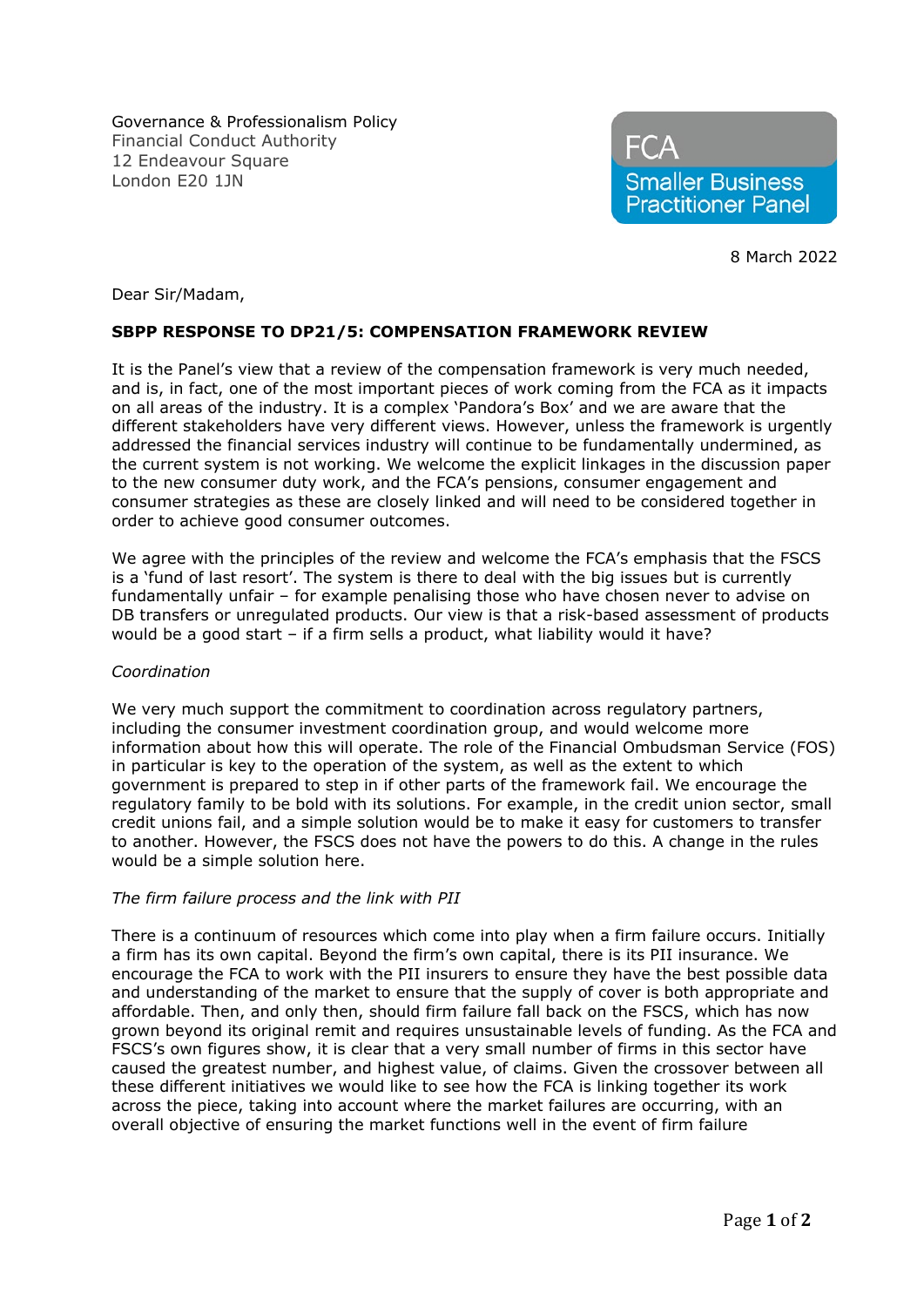Governance & Professionalism Policy
Financial Conduct Authority
12 Endeavour Square
London E20 1JN

FCA
Smaller Business Practitioner Panel

8 March 2022

Dear Sir/Madam,

**SBPP RESPONSE TO DP21/5: COMPENSATION FRAMEWORK REVIEW**

It is the Panel's view that a review of the compensation framework is very much needed, and is, in fact, one of the most important pieces of work coming from the FCA as it impacts on all areas of the industry. It is a complex 'Pandora's Box' and we are aware that the different stakeholders have very different views. However, unless the framework is urgently addressed the financial services industry will continue to be fundamentally undermined, as the current system is not working. We welcome the explicit linkages in the discussion paper to the new consumer duty work, and the FCA's pensions, consumer engagement and consumer strategies as these are closely linked and will need to be considered together in order to achieve good consumer outcomes.

We agree with the principles of the review and welcome the FCA's emphasis that the FSCS is a 'fund of last resort'. The system is there to deal with the big issues but is currently fundamentally unfair – for example penalising those who have chosen never to advise on DB transfers or unregulated products. Our view is that a risk-based assessment of products would be a good start – if a firm sells a product, what liability would it have?

*Coordination*

We very much support the commitment to coordination across regulatory partners, including the consumer investment coordination group, and would welcome more information about how this will operate. The role of the Financial Ombudsman Service (FOS) in particular is key to the operation of the system, as well as the extent to which government is prepared to step in if other parts of the framework fail. We encourage the regulatory family to be bold with its solutions. For example, in the credit union sector, small credit unions fail, and a simple solution would be to make it easy for customers to transfer to another. However, the FSCS does not have the powers to do this. A change in the rules would be a simple solution here.

*The firm failure process and the link with PII*

There is a continuum of resources which come into play when a firm failure occurs. Initially a firm has its own capital. Beyond the firm's own capital, there is its PII insurance. We encourage the FCA to work with the PII insurers to ensure they have the best possible data and understanding of the market to ensure that the supply of cover is both appropriate and affordable. Then, and only then, should firm failure fall back on the FSCS, which has now grown beyond its original remit and requires unsustainable levels of funding. As the FCA and FSCS's own figures show, it is clear that a very small number of firms in this sector have caused the greatest number, and highest value, of claims. Given the crossover between all these different initiatives we would like to see how the FCA is linking together its work across the piece, taking into account where the market failures are occurring, with an overall objective of ensuring the market functions well in the event of firm failure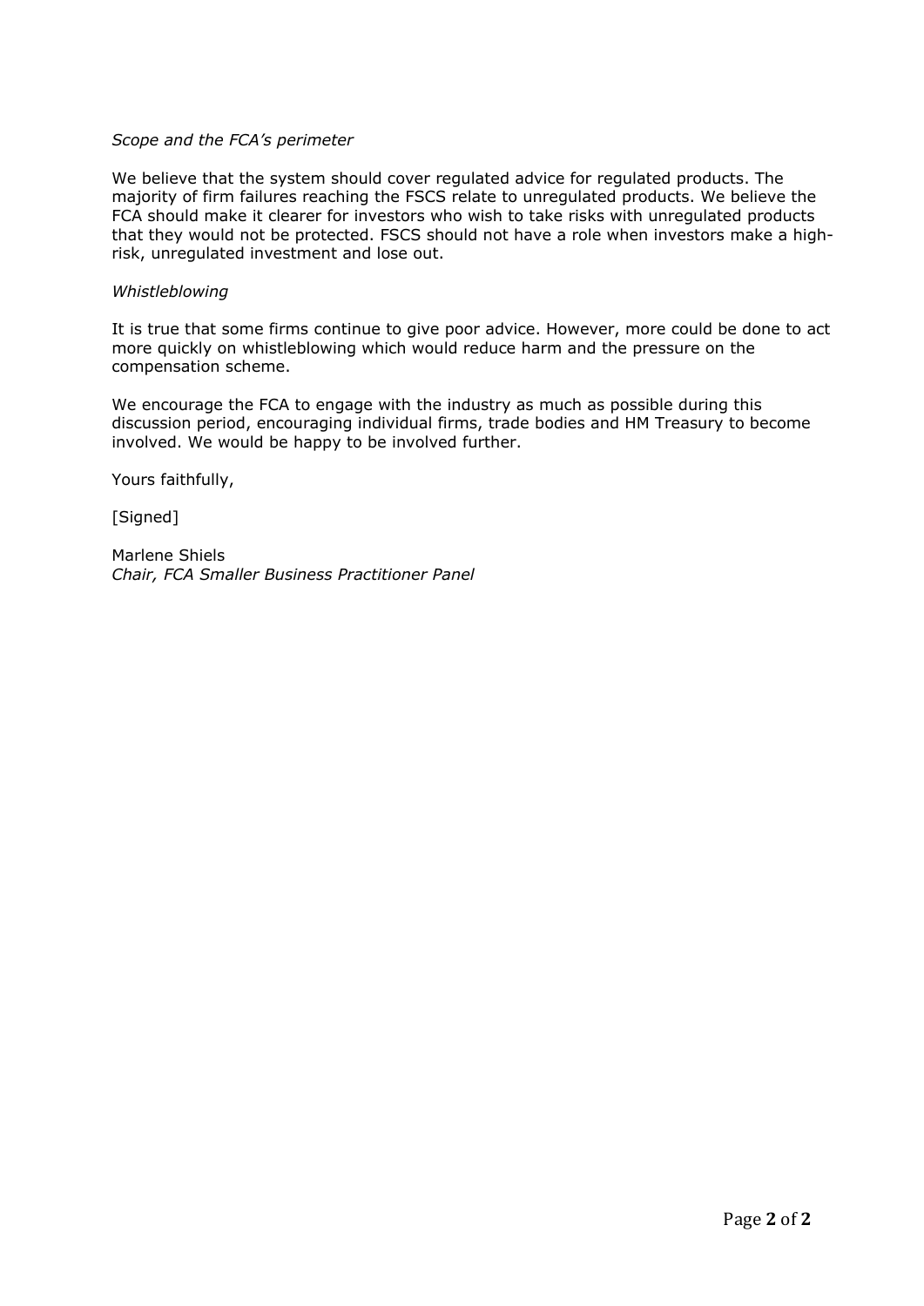*Scope and the FCA's perimeter*

We believe that the system should cover regulated advice for regulated products. The majority of firm failures reaching the FSCS relate to unregulated products. We believe the FCA should make it clearer for investors who wish to take risks with unregulated products that they would not be protected. FSCS should not have a role when investors make a high-risk, unregulated investment and lose out.

*Whistleblowing*

It is true that some firms continue to give poor advice. However, more could be done to act more quickly on whistleblowing which would reduce harm and the pressure on the compensation scheme.

We encourage the FCA to engage with the industry as much as possible during this discussion period, encouraging individual firms, trade bodies and HM Treasury to become involved. We would be happy to be involved further.

Yours faithfully,

[Signed]

Marlene Shiels
*Chair, FCA Smaller Business Practitioner Panel*